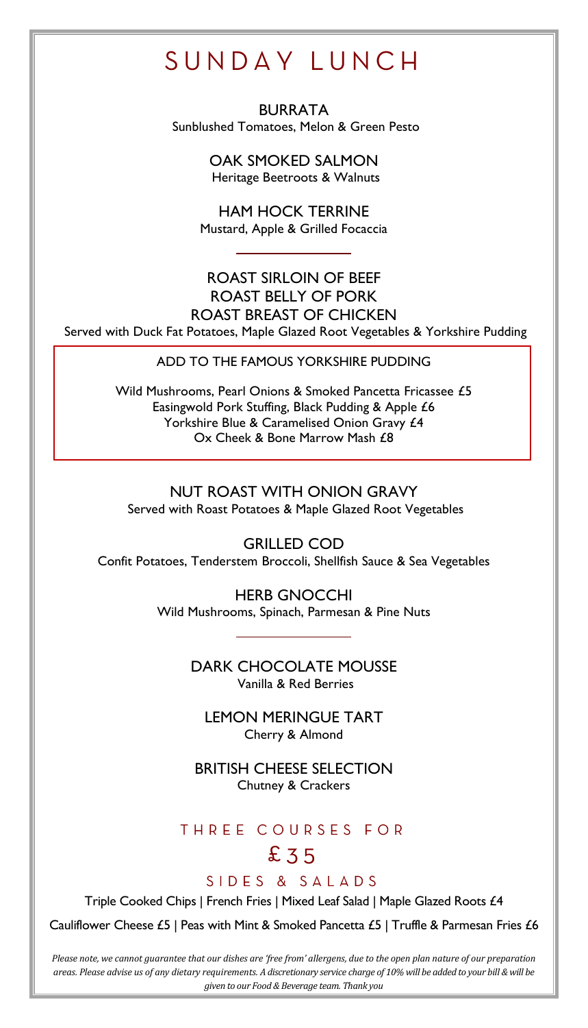# SUNDAY LUNCH

**BURRATA**
Sunblushed Tomatoes, Melon & Green Pesto

**OAK SMOKED SALMON**
Heritage Beetroots & Walnuts

**HAM HOCK TERRINE**
Mustard, Apple & Grilled Focaccia

---

**ROAST SIRLOIN OF BEEF**
**ROAST BELLY OF PORK**
**ROAST BREAST OF CHICKEN**
Served with Duck Fat Potatoes, Maple Glazed Root Vegetables & Yorkshire Pudding

### ADD TO THE FAMOUS YORKSHIRE PUDDING

Wild Mushrooms, Pearl Onions & Smoked Pancetta Fricassee £5
Easingwold Pork Stuffing, Black Pudding & Apple £6
Yorkshire Blue & Caramelised Onion Gravy £4
Ox Cheek & Bone Marrow Mash £8

**NUT ROAST WITH ONION GRAVY**
Served with Roast Potatoes & Maple Glazed Root Vegetables

**GRILLED COD**
Confit Potatoes, Tenderstem Broccoli, Shellfish Sauce & Sea Vegetables

**HERB GNOCCHI**
Wild Mushrooms, Spinach, Parmesan & Pine Nuts

---

**DARK CHOCOLATE MOUSSE**
Vanilla & Red Berries

**LEMON MERINGUE TART**
Cherry & Almond

**BRITISH CHEESE SELECTION**
Chutney & Crackers

## THREE COURSES FOR

## £35

### SIDES & SALADS

Triple Cooked Chips | French Fries | Mixed Leaf Salad | Maple Glazed Roots £4

Cauliflower Cheese £5 | Peas with Mint & Smoked Pancetta £5 | Truffle & Parmesan Fries £6

*Please note, we cannot guarantee that our dishes are 'free from' allergens, due to the open plan nature of our preparation areas. Please advise us of any dietary requirements. A discretionary service charge of 10% will be added to your bill & will be given to our Food & Beverage team. Thank you*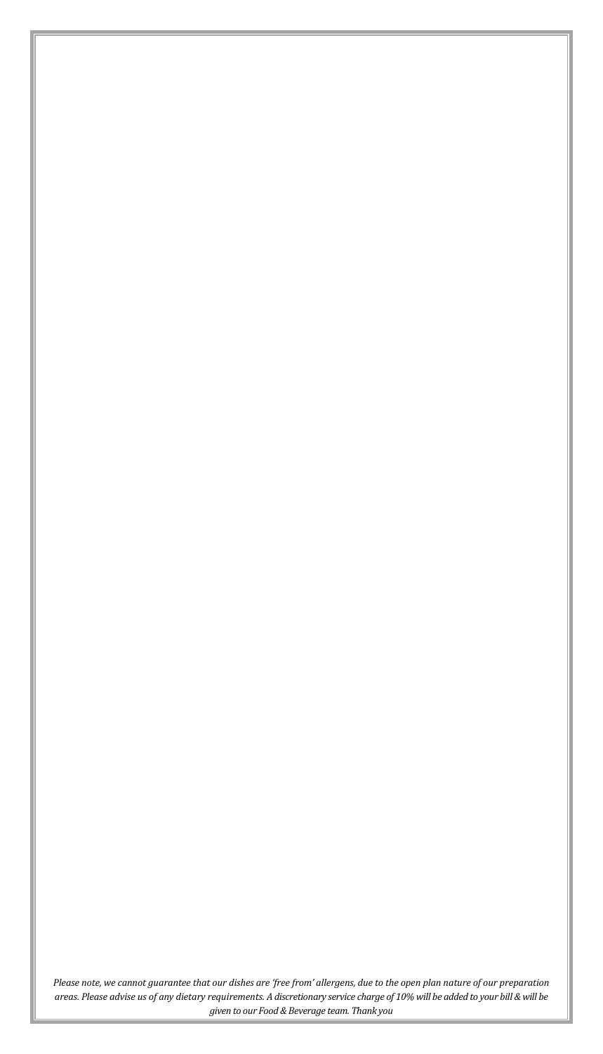*Please note, we cannot guarantee that our dishes are 'free from' allergens, due to the open plan nature of our preparation areas. Please advise us of any dietary requirements. A discretionary service charge of 10% will be added to your bill & will be given to our Food & Beverage team. Thank you*